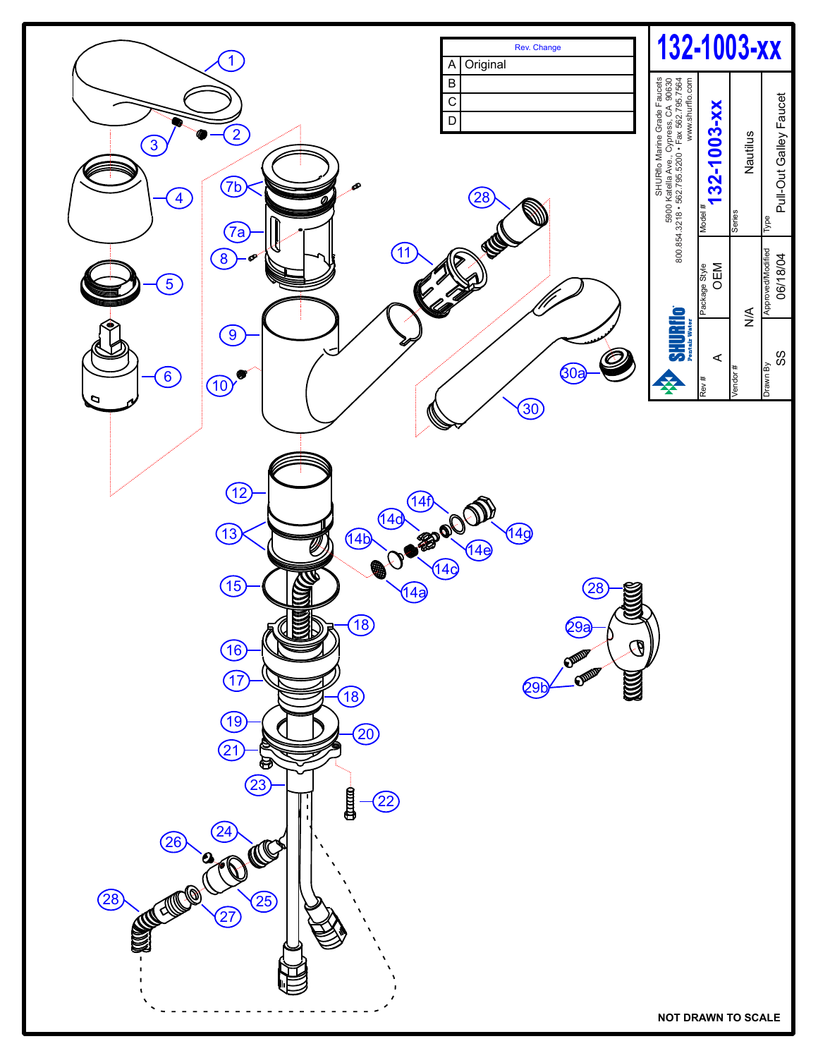# 132-1003-xx

| Rev. | Change |
|---|---|
| A | Original |
| B | |
| C | |
| D | |

SHURflo Marine Grade Faucets
5900 Katella Ave., Cypress, CA 90630
800.854.3218 • 562.795.5200 • Fax 562.795.7564
www.shurflo.com

| Model # | Series | Type |
|---|---|---|
| 132-1003-xx | Nautilus | Pull-Out Galley Faucet |

| Rev # | Package Style |
|---|---|
| A | OEM |

| Vendor # | Approved/Modified |
|---|---|
| N/A | 06/18/04 |

| Drawn By |
|---|
| SS |

SHURflo Pentair Water

1, 2, 3, 4, 5, 6, 7a, 7b, 8, 9, 10, 11, 12, 13, 14a, 14b, 14c, 14d, 14e, 14f, 14g, 15, 16, 17, 18, 19, 20, 21, 22, 23, 24, 25, 26, 27, 28, 29a, 29b, 30, 30a

NOT DRAWN TO SCALE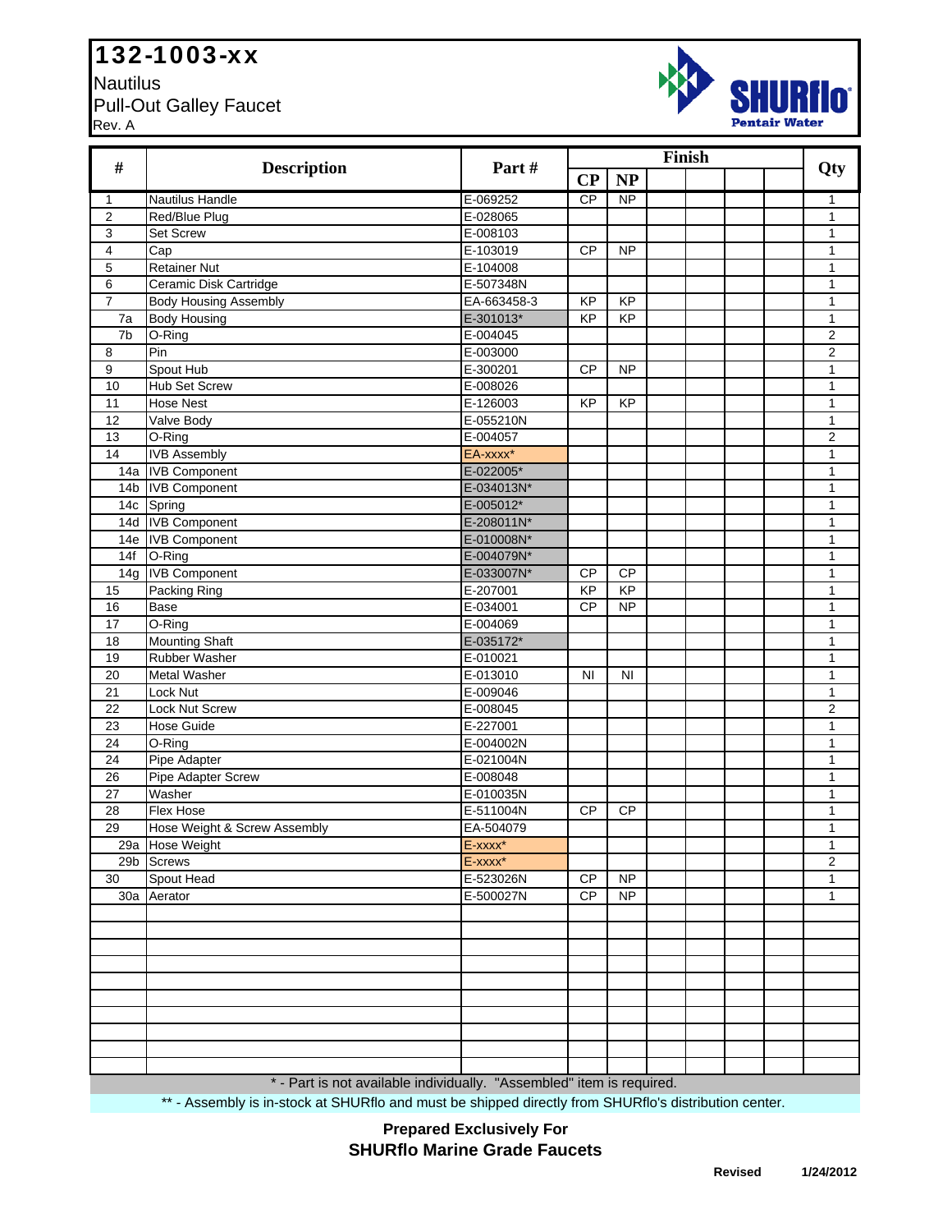# 132-1003-xx

Nautilus

Pull-Out Galley Faucet

Rev. A

SHURflo Pentair Water

| # | Description | Part # | Finish | | | | | | Qty |
|---|---|---|---|---|---|---|---|---|---|
| | | | CP | NP | | | | | |
| 1 | Nautilus Handle | E-069252 | CP | NP | | | | | 1 |
| 2 | Red/Blue Plug | E-028065 | | | | | | | 1 |
| 3 | Set Screw | E-008103 | | | | | | | 1 |
| 4 | Cap | E-103019 | CP | NP | | | | | 1 |
| 5 | Retainer Nut | E-104008 | | | | | | | 1 |
| 6 | Ceramic Disk Cartridge | E-507348N | | | | | | | 1 |
| 7 | Body Housing Assembly | EA-663458-3 | KP | KP | | | | | 1 |
| 7a | Body Housing | E-301013* | KP | KP | | | | | 1 |
| 7b | O-Ring | E-004045 | | | | | | | 2 |
| 8 | Pin | E-003000 | | | | | | | 2 |
| 9 | Spout Hub | E-300201 | CP | NP | | | | | 1 |
| 10 | Hub Set Screw | E-008026 | | | | | | | 1 |
| 11 | Hose Nest | E-126003 | KP | KP | | | | | 1 |
| 12 | Valve Body | E-055210N | | | | | | | 1 |
| 13 | O-Ring | E-004057 | | | | | | | 2 |
| 14 | IVB Assembly | EA-xxxx* | | | | | | | 1 |
| 14a | IVB Component | E-022005* | | | | | | | 1 |
| 14b | IVB Component | E-034013N* | | | | | | | 1 |
| 14c | Spring | E-005012* | | | | | | | 1 |
| 14d | IVB Component | E-208011N* | | | | | | | 1 |
| 14e | IVB Component | E-010008N* | | | | | | | 1 |
| 14f | O-Ring | E-004079N* | | | | | | | 1 |
| 14g | IVB Component | E-033007N* | CP | CP | | | | | 1 |
| 15 | Packing Ring | E-207001 | KP | KP | | | | | 1 |
| 16 | Base | E-034001 | CP | NP | | | | | 1 |
| 17 | O-Ring | E-004069 | | | | | | | 1 |
| 18 | Mounting Shaft | E-035172* | | | | | | | 1 |
| 19 | Rubber Washer | E-010021 | | | | | | | 1 |
| 20 | Metal Washer | E-013010 | NI | NI | | | | | 1 |
| 21 | Lock Nut | E-009046 | | | | | | | 1 |
| 22 | Lock Nut Screw | E-008045 | | | | | | | 2 |
| 23 | Hose Guide | E-227001 | | | | | | | 1 |
| 24 | O-Ring | E-004002N | | | | | | | 1 |
| 24 | Pipe Adapter | E-021004N | | | | | | | 1 |
| 26 | Pipe Adapter Screw | E-008048 | | | | | | | 1 |
| 27 | Washer | E-010035N | | | | | | | 1 |
| 28 | Flex Hose | E-511004N | CP | CP | | | | | 1 |
| 29 | Hose Weight & Screw Assembly | EA-504079 | | | | | | | 1 |
| 29a | Hose Weight | E-xxxx* | | | | | | | 1 |
| 29b | Screws | E-xxxx* | | | | | | | 2 |
| 30 | Spout Head | E-523026N | CP | NP | | | | | 1 |
| 30a | Aerator | E-500027N | CP | NP | | | | | 1 |

* - Part is not available individually. "Assembled" item is required.

** - Assembly is in-stock at SHURflo and must be shipped directly from SHURflo's distribution center.

**Prepared Exclusively For**
**SHURflo Marine Grade Faucets**

**Revised** **1/24/2012**